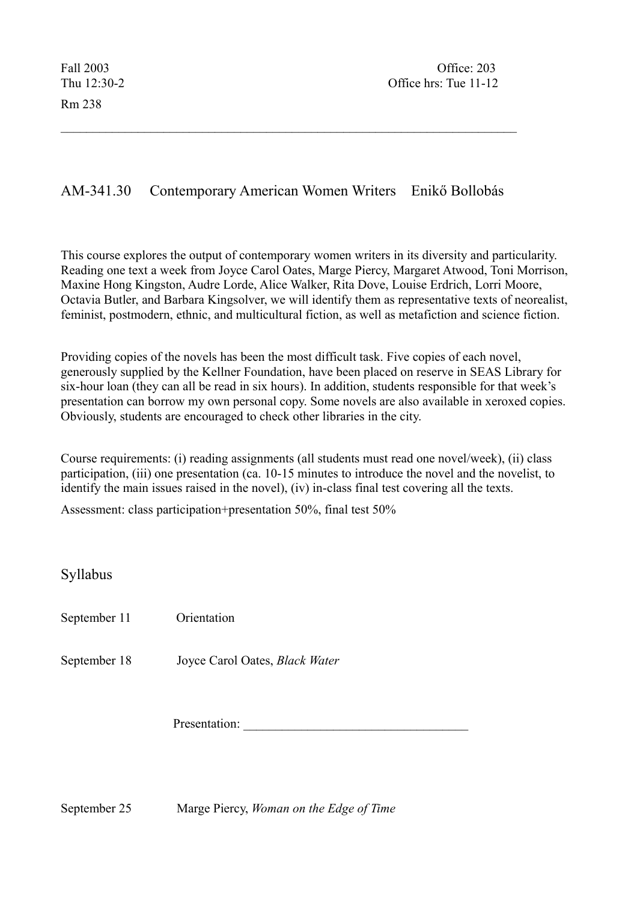Fall 2003 Office: 203
Thu 12:30-2 Office hrs: Tue 11-12
Rm 238

---

# AM-341.30 Contemporary American Women Writers Enikő Bollobás

This course explores the output of contemporary women writers in its diversity and particularity. Reading one text a week from Joyce Carol Oates, Marge Piercy, Margaret Atwood, Toni Morrison, Maxine Hong Kingston, Audre Lorde, Alice Walker, Rita Dove, Louise Erdrich, Lorri Moore, Octavia Butler, and Barbara Kingsolver, we will identify them as representative texts of neorealist, feminist, postmodern, ethnic, and multicultural fiction, as well as metafiction and science fiction.

Providing copies of the novels has been the most difficult task. Five copies of each novel, generously supplied by the Kellner Foundation, have been placed on reserve in SEAS Library for six-hour loan (they can all be read in six hours). In addition, students responsible for that week's presentation can borrow my own personal copy. Some novels are also available in xeroxed copies. Obviously, students are encouraged to check other libraries in the city.

Course requirements: (i) reading assignments (all students must read one novel/week), (ii) class participation, (iii) one presentation (ca. 10-15 minutes to introduce the novel and the novelist, to identify the main issues raised in the novel), (iv) in-class final test covering all the texts.

Assessment: class participation+presentation 50%, final test 50%

## Syllabus

September 11 Orientation

September 18 Joyce Carol Oates, *Black Water*

Presentation: ___________________________________

September 25 Marge Piercy, *Woman on the Edge of Time*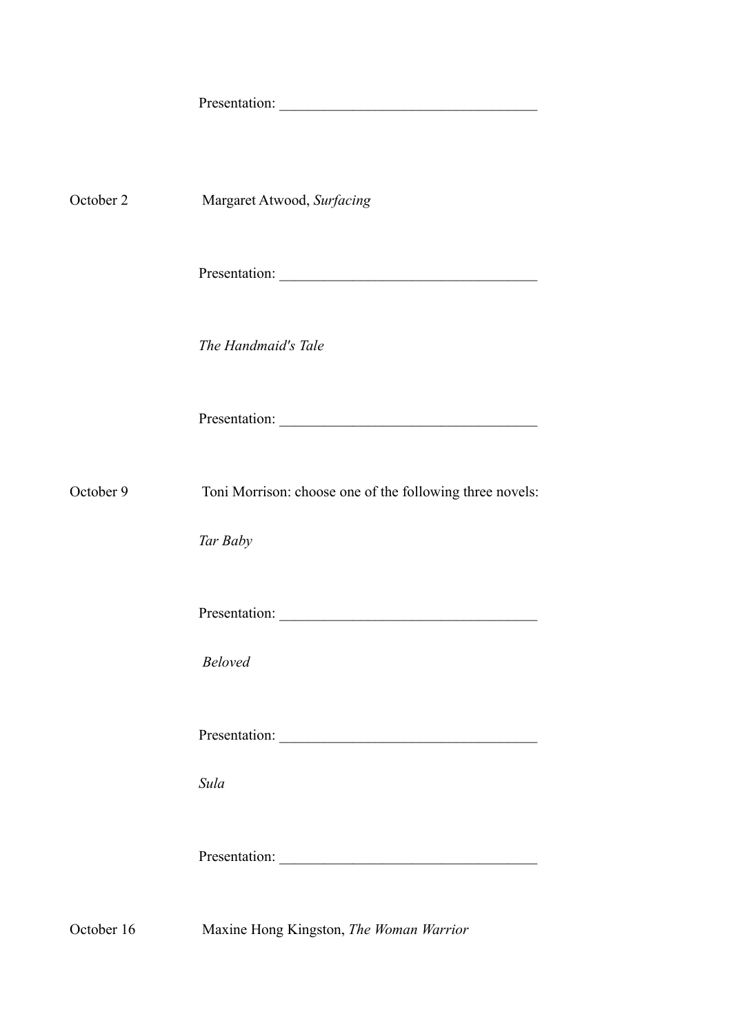Presentation: ___________________________________

October 2 Margaret Atwood, *Surfacing*

Presentation: ___________________________________

*The Handmaid's Tale*

Presentation: ___________________________________

October 9 Toni Morrison: choose one of the following three novels:

*Tar Baby*

Presentation: ___________________________________

*Beloved*

Presentation: ___________________________________

*Sula*

Presentation: ___________________________________

October 16 Maxine Hong Kingston, *The Woman Warrior*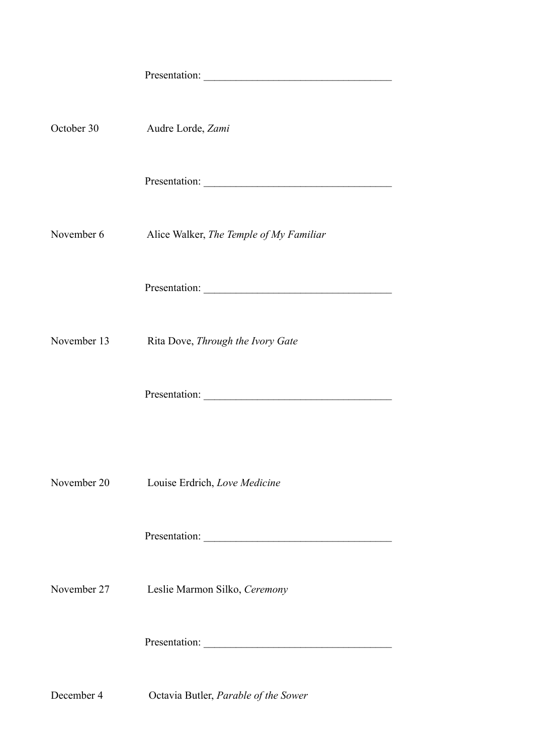Presentation: ___________________________________

October 30 Audre Lorde, *Zami*

Presentation: ___________________________________

November 6 Alice Walker, *The Temple of My Familiar*

Presentation: ___________________________________

November 13 Rita Dove, *Through the Ivory Gate*

Presentation: ___________________________________

November 20 Louise Erdrich, *Love Medicine*

Presentation: ___________________________________

November 27 Leslie Marmon Silko, *Ceremony*

Presentation: ___________________________________

December 4 Octavia Butler, *Parable of the Sower*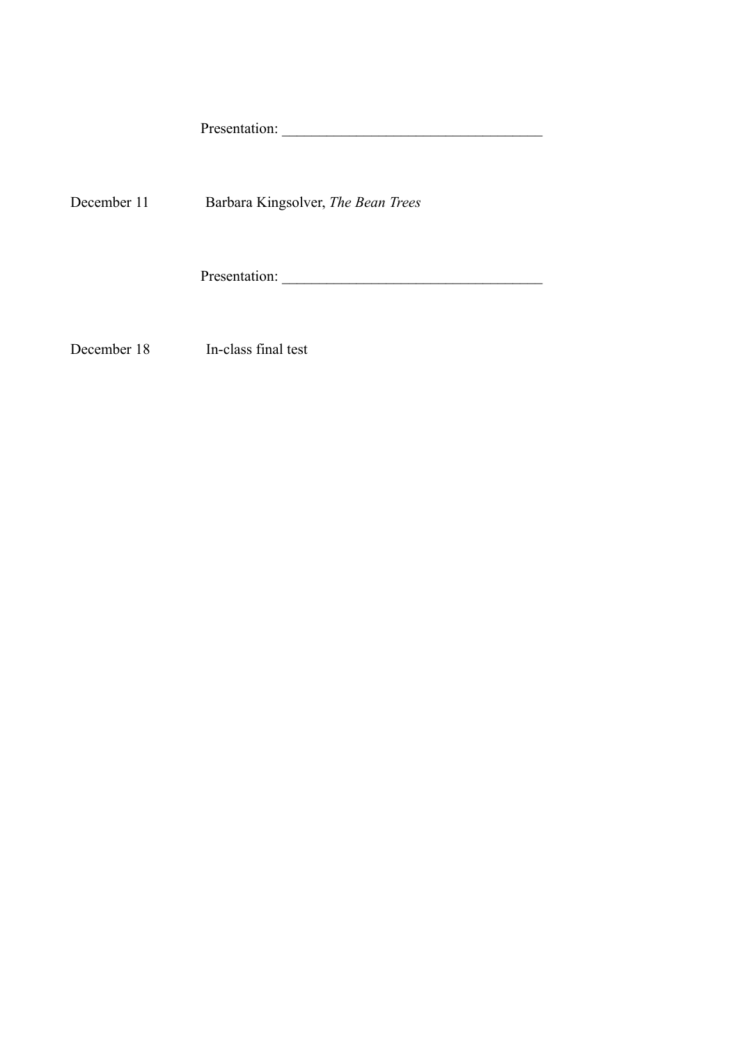Presentation: ___________________________________

December 11 Barbara Kingsolver, *The Bean Trees*

Presentation: ___________________________________

December 18 In-class final test